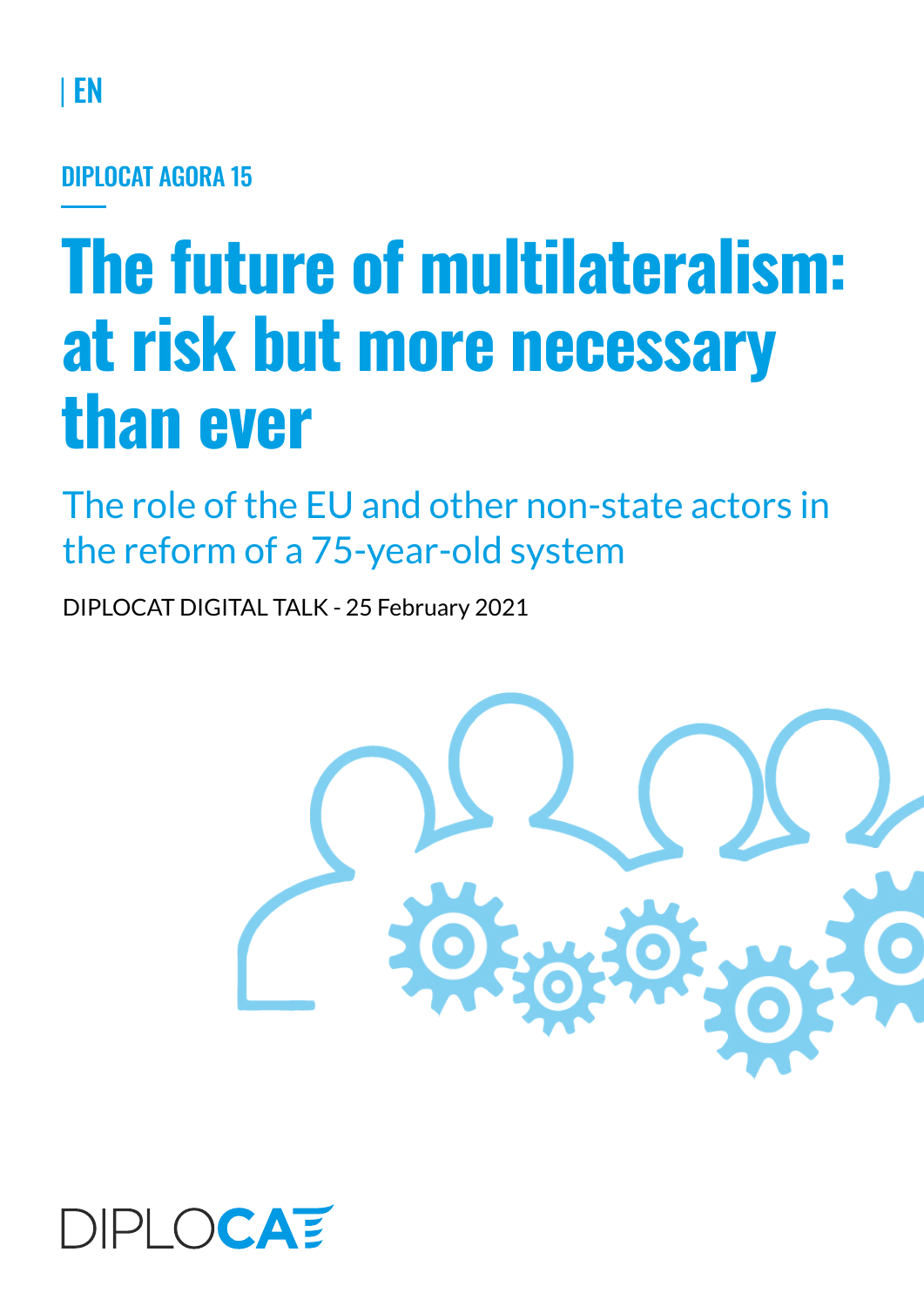| EN

DIPLOCAT AGORA 15

# The future of multilateralism: at risk but more necessary than ever

## The role of the EU and other non-state actors in the reform of a 75-year-old system

DIPLOCAT DIGITAL TALK - 25 February 2021

DIPLOCAT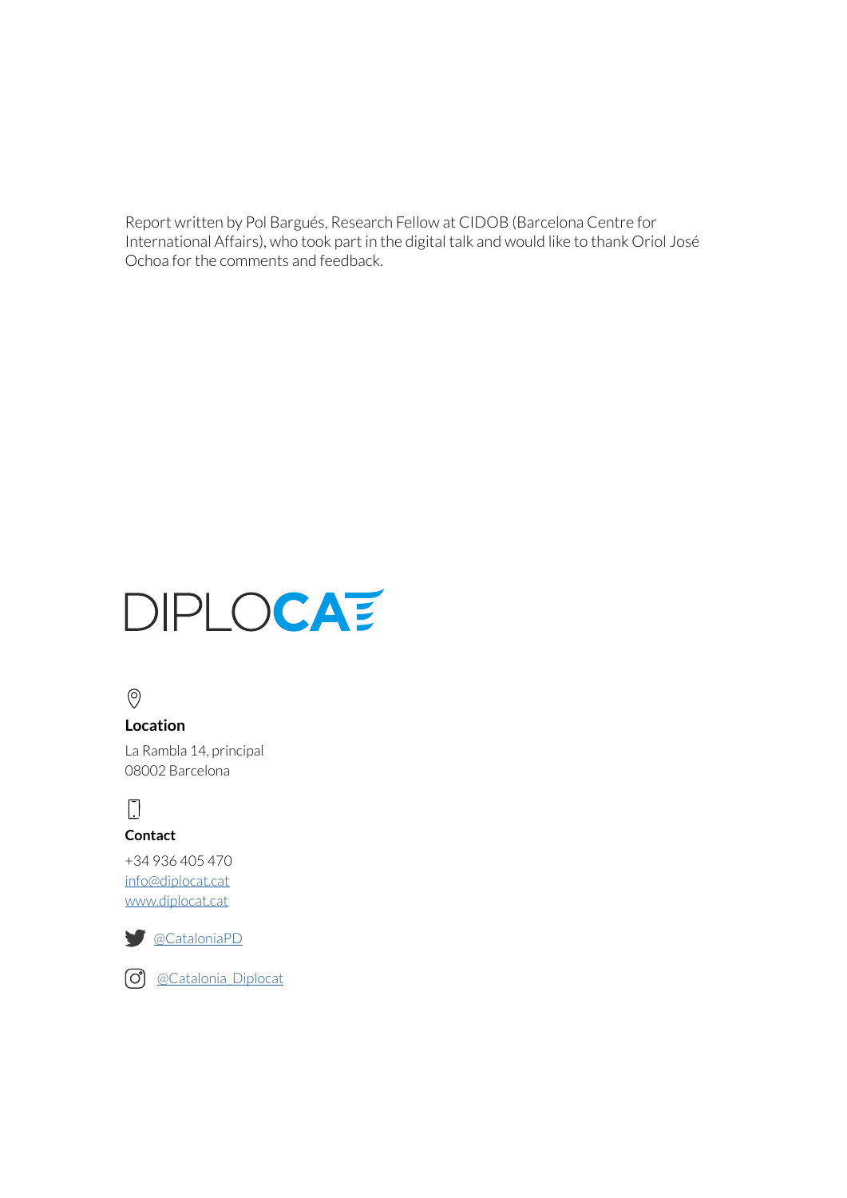Report written by Pol Bargués, Research Fellow at CIDOB (Barcelona Centre for International Affairs), who took part in the digital talk and would like to thank Oriol José Ochoa for the comments and feedback.

DIPLOCAT

**Location**

La Rambla 14, principal
08002 Barcelona

**Contact**

+34 936 405 470
info@diplocat.cat
www.diplocat.cat

@CataloniaPD

@Catalonia_Diplocat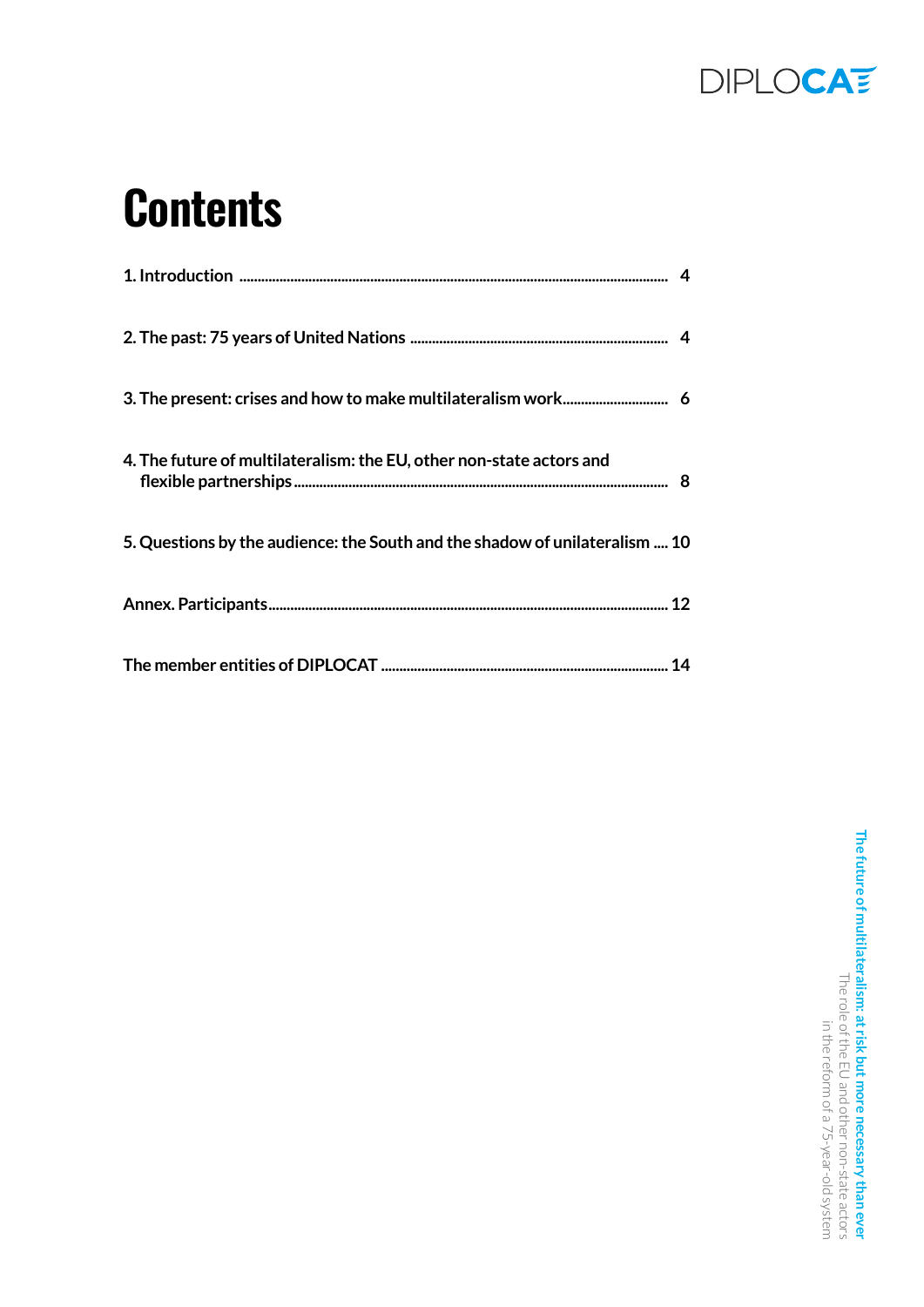# Contents

1. Introduction .......... 4

2. The past: 75 years of United Nations .......... 4

3. The present: crises and how to make multilateralism work .......... 6

4. The future of multilateralism: the EU, other non-state actors and flexible partnerships .......... 8

5. Questions by the audience: the South and the shadow of unilateralism .......... 10

Annex. Participants .......... 12

The member entities of DIPLOCAT .......... 14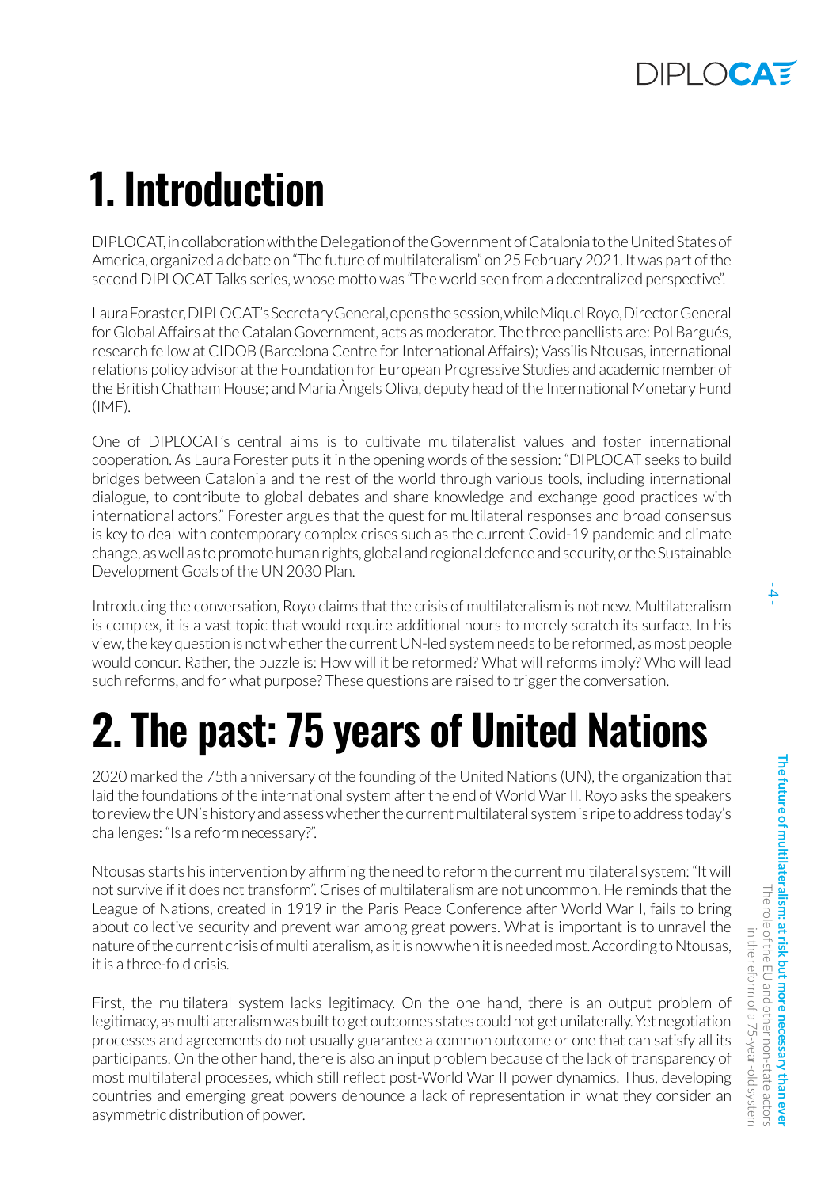# 1. Introduction

DIPLOCAT, in collaboration with the Delegation of the Government of Catalonia to the United States of America, organized a debate on "The future of multilateralism" on 25 February 2021. It was part of the second DIPLOCAT Talks series, whose motto was "The world seen from a decentralized perspective".

Laura Foraster, DIPLOCAT's Secretary General, opens the session, while Miquel Royo, Director General for Global Affairs at the Catalan Government, acts as moderator. The three panellists are: Pol Bargués, research fellow at CIDOB (Barcelona Centre for International Affairs); Vassilis Ntousas, international relations policy advisor at the Foundation for European Progressive Studies and academic member of the British Chatham House; and Maria Àngels Oliva, deputy head of the International Monetary Fund (IMF).

One of DIPLOCAT's central aims is to cultivate multilateralist values and foster international cooperation. As Laura Forester puts it in the opening words of the session: "DIPLOCAT seeks to build bridges between Catalonia and the rest of the world through various tools, including international dialogue, to contribute to global debates and share knowledge and exchange good practices with international actors." Forester argues that the quest for multilateral responses and broad consensus is key to deal with contemporary complex crises such as the current Covid-19 pandemic and climate change, as well as to promote human rights, global and regional defence and security, or the Sustainable Development Goals of the UN 2030 Plan.

Introducing the conversation, Royo claims that the crisis of multilateralism is not new. Multilateralism is complex, it is a vast topic that would require additional hours to merely scratch its surface. In his view, the key question is not whether the current UN-led system needs to be reformed, as most people would concur. Rather, the puzzle is: How will it be reformed? What will reforms imply? Who will lead such reforms, and for what purpose? These questions are raised to trigger the conversation.

# 2. The past: 75 years of United Nations

2020 marked the 75th anniversary of the founding of the United Nations (UN), the organization that laid the foundations of the international system after the end of World War II. Royo asks the speakers to review the UN's history and assess whether the current multilateral system is ripe to address today's challenges: "Is a reform necessary?".

Ntousas starts his intervention by affirming the need to reform the current multilateral system: "It will not survive if it does not transform". Crises of multilateralism are not uncommon. He reminds that the League of Nations, created in 1919 in the Paris Peace Conference after World War I, fails to bring about collective security and prevent war among great powers. What is important is to unravel the nature of the current crisis of multilateralism, as it is now when it is needed most. According to Ntousas, it is a three-fold crisis.

First, the multilateral system lacks legitimacy. On the one hand, there is an output problem of legitimacy, as multilateralism was built to get outcomes states could not get unilaterally. Yet negotiation processes and agreements do not usually guarantee a common outcome or one that can satisfy all its participants. On the other hand, there is also an input problem because of the lack of transparency of most multilateral processes, which still reflect post-World War II power dynamics. Thus, developing countries and emerging great powers denounce a lack of representation in what they consider an asymmetric distribution of power.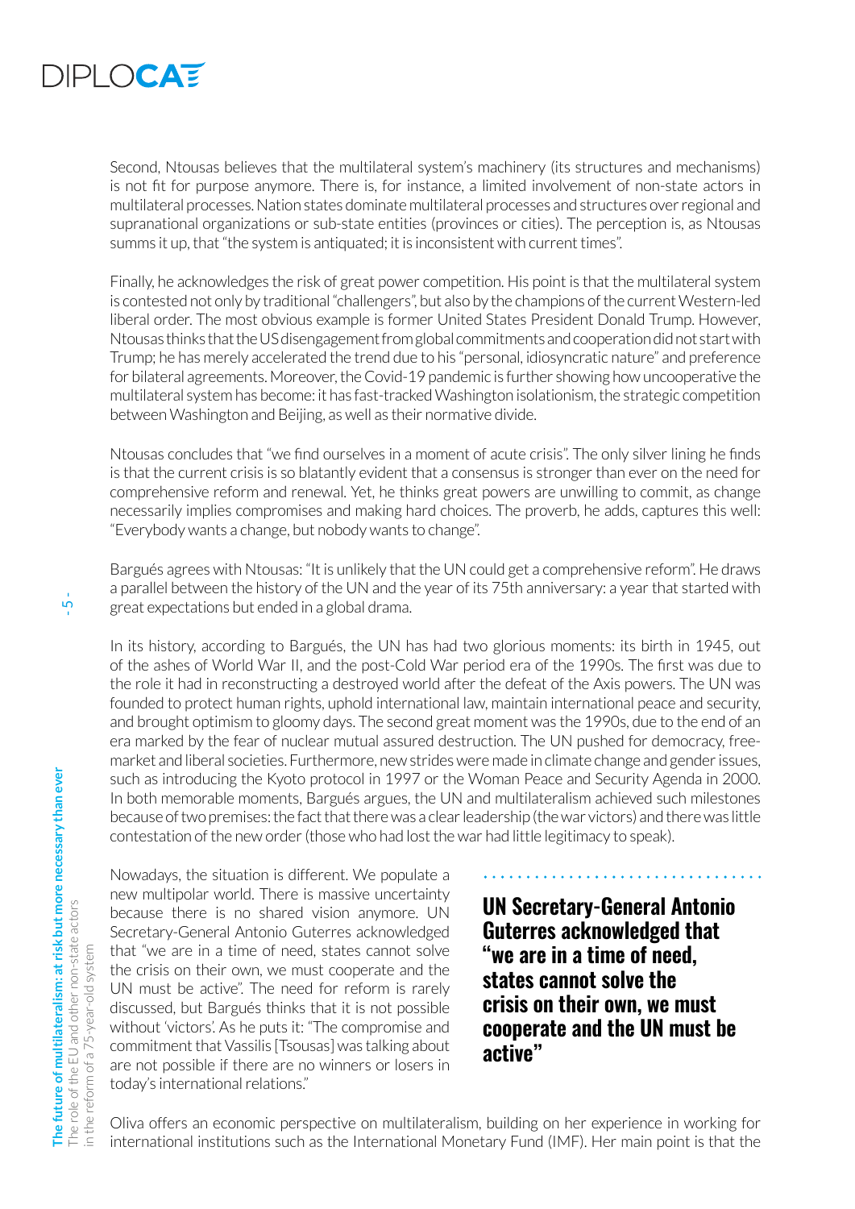Second, Ntousas believes that the multilateral system's machinery (its structures and mechanisms) is not fit for purpose anymore. There is, for instance, a limited involvement of non-state actors in multilateral processes. Nation states dominate multilateral processes and structures over regional and supranational organizations or sub-state entities (provinces or cities). The perception is, as Ntousas summs it up, that "the system is antiquated; it is inconsistent with current times".

Finally, he acknowledges the risk of great power competition. His point is that the multilateral system is contested not only by traditional "challengers", but also by the champions of the current Western-led liberal order. The most obvious example is former United States President Donald Trump. However, Ntousas thinks that the US disengagement from global commitments and cooperation did not start with Trump; he has merely accelerated the trend due to his "personal, idiosyncratic nature" and preference for bilateral agreements. Moreover, the Covid-19 pandemic is further showing how uncooperative the multilateral system has become: it has fast-tracked Washington isolationism, the strategic competition between Washington and Beijing, as well as their normative divide.

Ntousas concludes that "we find ourselves in a moment of acute crisis". The only silver lining he finds is that the current crisis is so blatantly evident that a consensus is stronger than ever on the need for comprehensive reform and renewal. Yet, he thinks great powers are unwilling to commit, as change necessarily implies compromises and making hard choices. The proverb, he adds, captures this well: "Everybody wants a change, but nobody wants to change".

Bargués agrees with Ntousas: "It is unlikely that the UN could get a comprehensive reform". He draws a parallel between the history of the UN and the year of its 75th anniversary: a year that started with great expectations but ended in a global drama.

In its history, according to Bargués, the UN has had two glorious moments: its birth in 1945, out of the ashes of World War II, and the post-Cold War period era of the 1990s. The first was due to the role it had in reconstructing a destroyed world after the defeat of the Axis powers. The UN was founded to protect human rights, uphold international law, maintain international peace and security, and brought optimism to gloomy days. The second great moment was the 1990s, due to the end of an era marked by the fear of nuclear mutual assured destruction. The UN pushed for democracy, free-market and liberal societies. Furthermore, new strides were made in climate change and gender issues, such as introducing the Kyoto protocol in 1997 or the Woman Peace and Security Agenda in 2000. In both memorable moments, Bargués argues, the UN and multilateralism achieved such milestones because of two premises: the fact that there was a clear leadership (the war victors) and there was little contestation of the new order (those who had lost the war had little legitimacy to speak).

Nowadays, the situation is different. We populate a new multipolar world. There is massive uncertainty because there is no shared vision anymore. UN Secretary-General Antonio Guterres acknowledged that "we are in a time of need, states cannot solve the crisis on their own, we must cooperate and the UN must be active". The need for reform is rarely discussed, but Bargués thinks that it is not possible without 'victors'. As he puts it: "The compromise and commitment that Vassilis [Tsousas] was talking about are not possible if there are no winners or losers in today's international relations."

> **UN Secretary-General Antonio Guterres acknowledged that "we are in a time of need, states cannot solve the crisis on their own, we must cooperate and the UN must be active"**

Oliva offers an economic perspective on multilateralism, building on her experience in working for international institutions such as the International Monetary Fund (IMF). Her main point is that the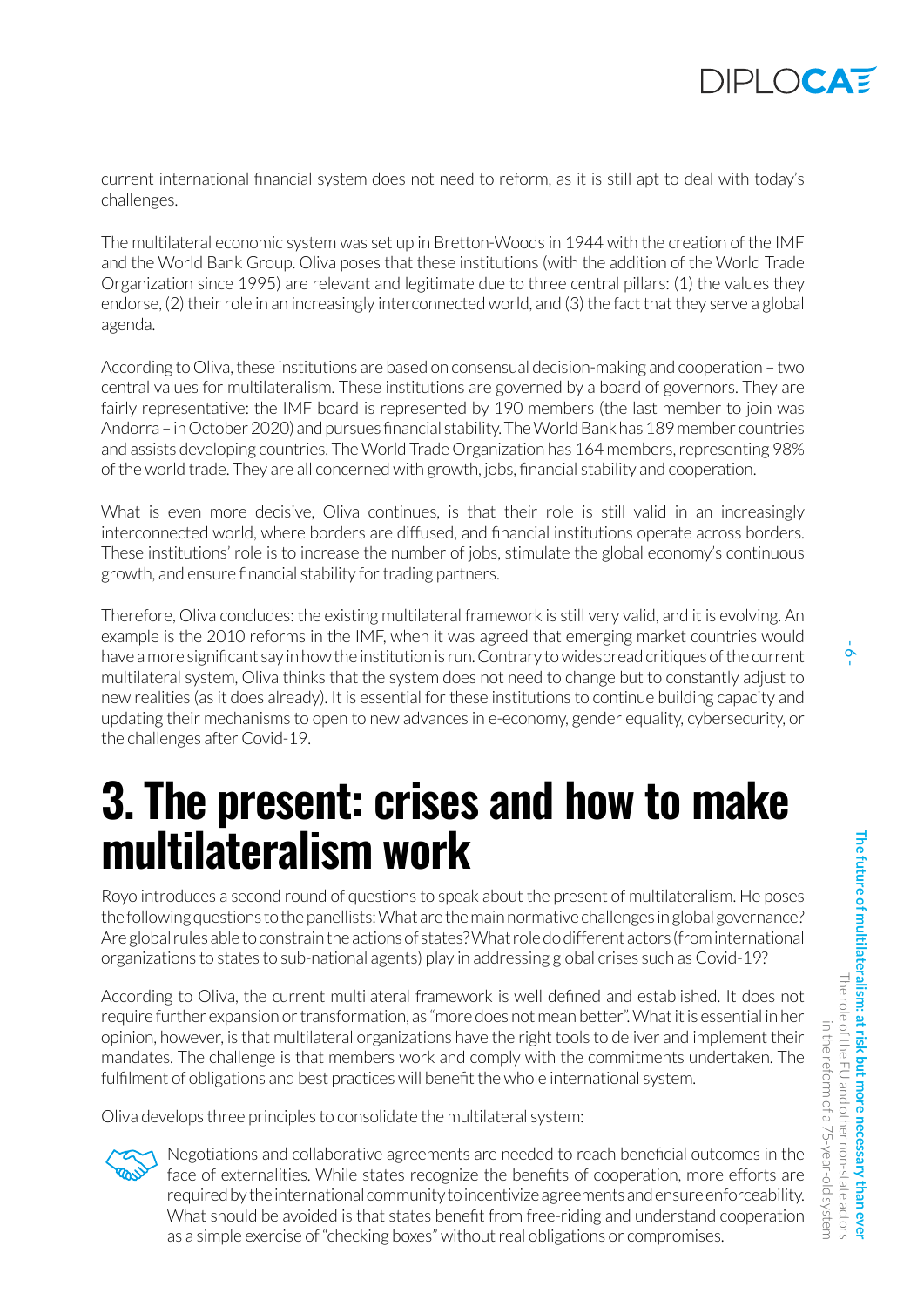current international financial system does not need to reform, as it is still apt to deal with today's challenges.

The multilateral economic system was set up in Bretton-Woods in 1944 with the creation of the IMF and the World Bank Group. Oliva poses that these institutions (with the addition of the World Trade Organization since 1995) are relevant and legitimate due to three central pillars: (1) the values they endorse, (2) their role in an increasingly interconnected world, and (3) the fact that they serve a global agenda.

According to Oliva, these institutions are based on consensual decision-making and cooperation – two central values for multilateralism. These institutions are governed by a board of governors. They are fairly representative: the IMF board is represented by 190 members (the last member to join was Andorra – in October 2020) and pursues financial stability. The World Bank has 189 member countries and assists developing countries. The World Trade Organization has 164 members, representing 98% of the world trade. They are all concerned with growth, jobs, financial stability and cooperation.

What is even more decisive, Oliva continues, is that their role is still valid in an increasingly interconnected world, where borders are diffused, and financial institutions operate across borders. These institutions' role is to increase the number of jobs, stimulate the global economy's continuous growth, and ensure financial stability for trading partners.

Therefore, Oliva concludes: the existing multilateral framework is still very valid, and it is evolving. An example is the 2010 reforms in the IMF, when it was agreed that emerging market countries would have a more significant say in how the institution is run. Contrary to widespread critiques of the current multilateral system, Oliva thinks that the system does not need to change but to constantly adjust to new realities (as it does already). It is essential for these institutions to continue building capacity and updating their mechanisms to open to new advances in e-economy, gender equality, cybersecurity, or the challenges after Covid-19.

# 3. The present: crises and how to make multilateralism work

Royo introduces a second round of questions to speak about the present of multilateralism. He poses the following questions to the panellists: What are the main normative challenges in global governance? Are global rules able to constrain the actions of states? What role do different actors (from international organizations to states to sub-national agents) play in addressing global crises such as Covid-19?

According to Oliva, the current multilateral framework is well defined and established. It does not require further expansion or transformation, as "more does not mean better". What it is essential in her opinion, however, is that multilateral organizations have the right tools to deliver and implement their mandates. The challenge is that members work and comply with the commitments undertaken. The fulfilment of obligations and best practices will benefit the whole international system.

Oliva develops three principles to consolidate the multilateral system:

- Negotiations and collaborative agreements are needed to reach beneficial outcomes in the face of externalities. While states recognize the benefits of cooperation, more efforts are required by the international community to incentivize agreements and ensure enforceability. What should be avoided is that states benefit from free-riding and understand cooperation as a simple exercise of "checking boxes" without real obligations or compromises.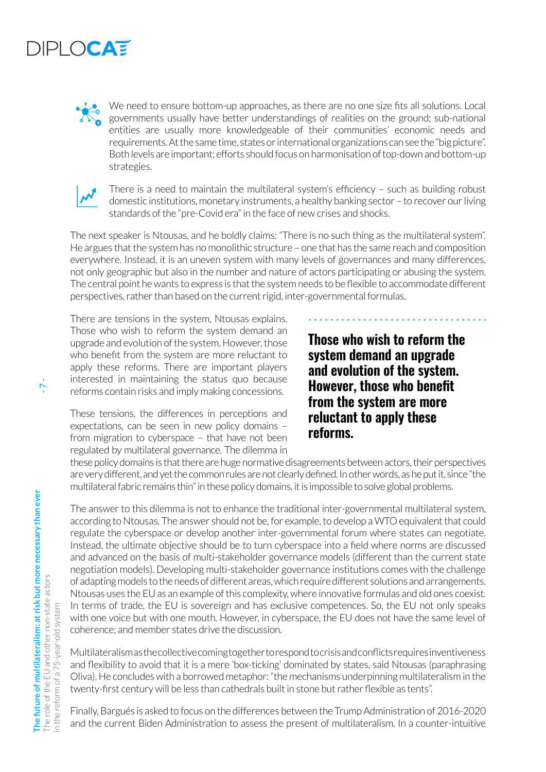We need to ensure bottom-up approaches, as there are no one size fits all solutions. Local governments usually have better understandings of realities on the ground; sub-national entities are usually more knowledgeable of their communities' economic needs and requirements. At the same time, states or international organizations can see the "big picture". Both levels are important; efforts should focus on harmonisation of top-down and bottom-up strategies.

There is a need to maintain the multilateral system's efficiency – such as building robust domestic institutions, monetary instruments, a healthy banking sector – to recover our living standards of the "pre-Covid era" in the face of new crises and shocks.

The next speaker is Ntousas, and he boldly claims: "There is no such thing as the multilateral system". He argues that the system has no monolithic structure – one that has the same reach and composition everywhere. Instead, it is an uneven system with many levels of governances and many differences, not only geographic but also in the number and nature of actors participating or abusing the system. The central point he wants to express is that the system needs to be flexible to accommodate different perspectives, rather than based on the current rigid, inter-governmental formulas.

There are tensions in the system, Ntousas explains. Those who wish to reform the system demand an upgrade and evolution of the system. However, those who benefit from the system are more reluctant to apply these reforms. There are important players interested in maintaining the status quo because reforms contain risks and imply making concessions.

**Those who wish to reform the system demand an upgrade and evolution of the system. However, those who benefit from the system are more reluctant to apply these reforms.**

These tensions, the differences in perceptions and expectations, can be seen in new policy domains – from migration to cyberspace – that have not been regulated by multilateral governance. The dilemma in these policy domains is that there are huge normative disagreements between actors, their perspectives are very different, and yet the common rules are not clearly defined. In other words, as he put it, since "the multilateral fabric remains thin" in these policy domains, it is impossible to solve global problems.

The answer to this dilemma is not to enhance the traditional inter-governmental multilateral system, according to Ntousas. The answer should not be, for example, to develop a WTO equivalent that could regulate the cyberspace or develop another inter-governmental forum where states can negotiate. Instead, the ultimate objective should be to turn cyberspace into a field where norms are discussed and advanced on the basis of multi-stakeholder governance models (different than the current state negotiation models). Developing multi-stakeholder governance institutions comes with the challenge of adapting models to the needs of different areas, which require different solutions and arrangements. Ntousas uses the EU as an example of this complexity, where innovative formulas and old ones coexist. In terms of trade, the EU is sovereign and has exclusive competences. So, the EU not only speaks with one voice but with one mouth. However, in cyberspace, the EU does not have the same level of coherence; and member states drive the discussion.

Multilateralism as the collective coming together to respond to crisis and conflicts requires inventiveness and flexibility to avoid that it is a mere 'box-ticking' dominated by states, said Ntousas (paraphrasing Oliva). He concludes with a borrowed metaphor: "the mechanisms underpinning multilateralism in the twenty-first century will be less than cathedrals built in stone but rather flexible as tents".

Finally, Bargués is asked to focus on the differences between the Trump Administration of 2016-2020 and the current Biden Administration to assess the present of multilateralism. In a counter-intuitive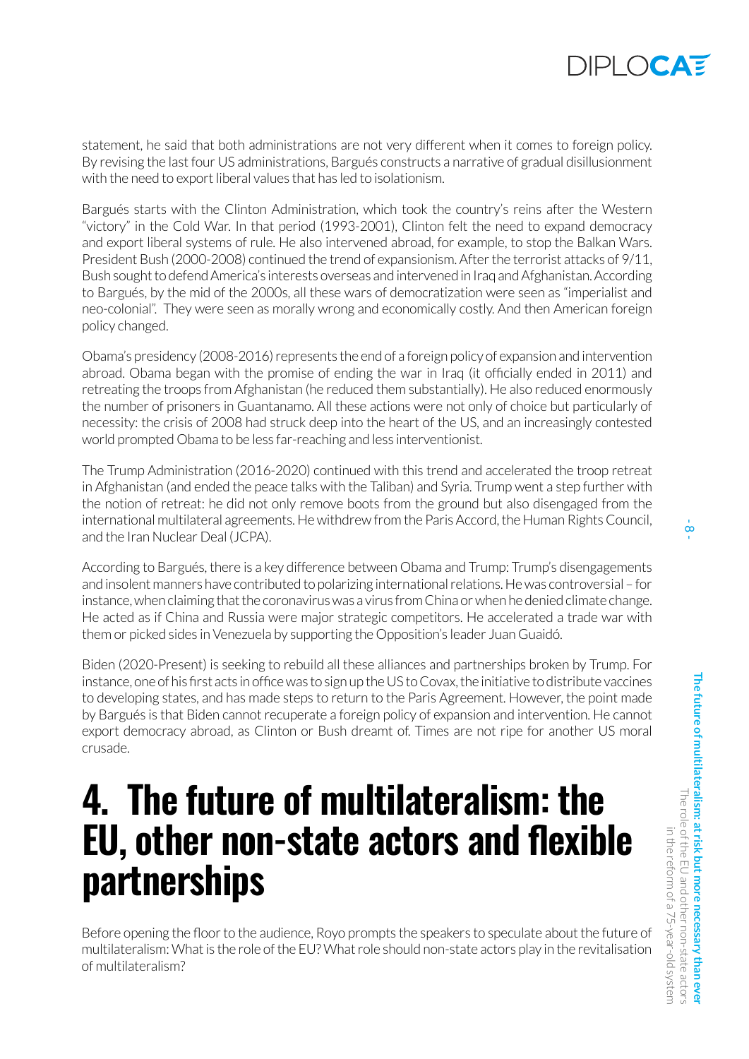statement, he said that both administrations are not very different when it comes to foreign policy. By revising the last four US administrations, Bargués constructs a narrative of gradual disillusionment with the need to export liberal values that has led to isolationism.

Bargués starts with the Clinton Administration, which took the country's reins after the Western "victory" in the Cold War. In that period (1993-2001), Clinton felt the need to expand democracy and export liberal systems of rule. He also intervened abroad, for example, to stop the Balkan Wars. President Bush (2000-2008) continued the trend of expansionism. After the terrorist attacks of 9/11, Bush sought to defend America's interests overseas and intervened in Iraq and Afghanistan. According to Bargués, by the mid of the 2000s, all these wars of democratization were seen as "imperialist and neo-colonial". They were seen as morally wrong and economically costly. And then American foreign policy changed.

Obama's presidency (2008-2016) represents the end of a foreign policy of expansion and intervention abroad. Obama began with the promise of ending the war in Iraq (it officially ended in 2011) and retreating the troops from Afghanistan (he reduced them substantially). He also reduced enormously the number of prisoners in Guantanamo. All these actions were not only of choice but particularly of necessity: the crisis of 2008 had struck deep into the heart of the US, and an increasingly contested world prompted Obama to be less far-reaching and less interventionist.

The Trump Administration (2016-2020) continued with this trend and accelerated the troop retreat in Afghanistan (and ended the peace talks with the Taliban) and Syria. Trump went a step further with the notion of retreat: he did not only remove boots from the ground but also disengaged from the international multilateral agreements. He withdrew from the Paris Accord, the Human Rights Council, and the Iran Nuclear Deal (JCPA).

According to Bargués, there is a key difference between Obama and Trump: Trump's disengagements and insolent manners have contributed to polarizing international relations. He was controversial – for instance, when claiming that the coronavirus was a virus from China or when he denied climate change. He acted as if China and Russia were major strategic competitors. He accelerated a trade war with them or picked sides in Venezuela by supporting the Opposition's leader Juan Guaidó.

Biden (2020-Present) is seeking to rebuild all these alliances and partnerships broken by Trump. For instance, one of his first acts in office was to sign up the US to Covax, the initiative to distribute vaccines to developing states, and has made steps to return to the Paris Agreement. However, the point made by Bargués is that Biden cannot recuperate a foreign policy of expansion and intervention. He cannot export democracy abroad, as Clinton or Bush dreamt of. Times are not ripe for another US moral crusade.

# 4. The future of multilateralism: the EU, other non-state actors and flexible partnerships

Before opening the floor to the audience, Royo prompts the speakers to speculate about the future of multilateralism: What is the role of the EU? What role should non-state actors play in the revitalisation of multilateralism?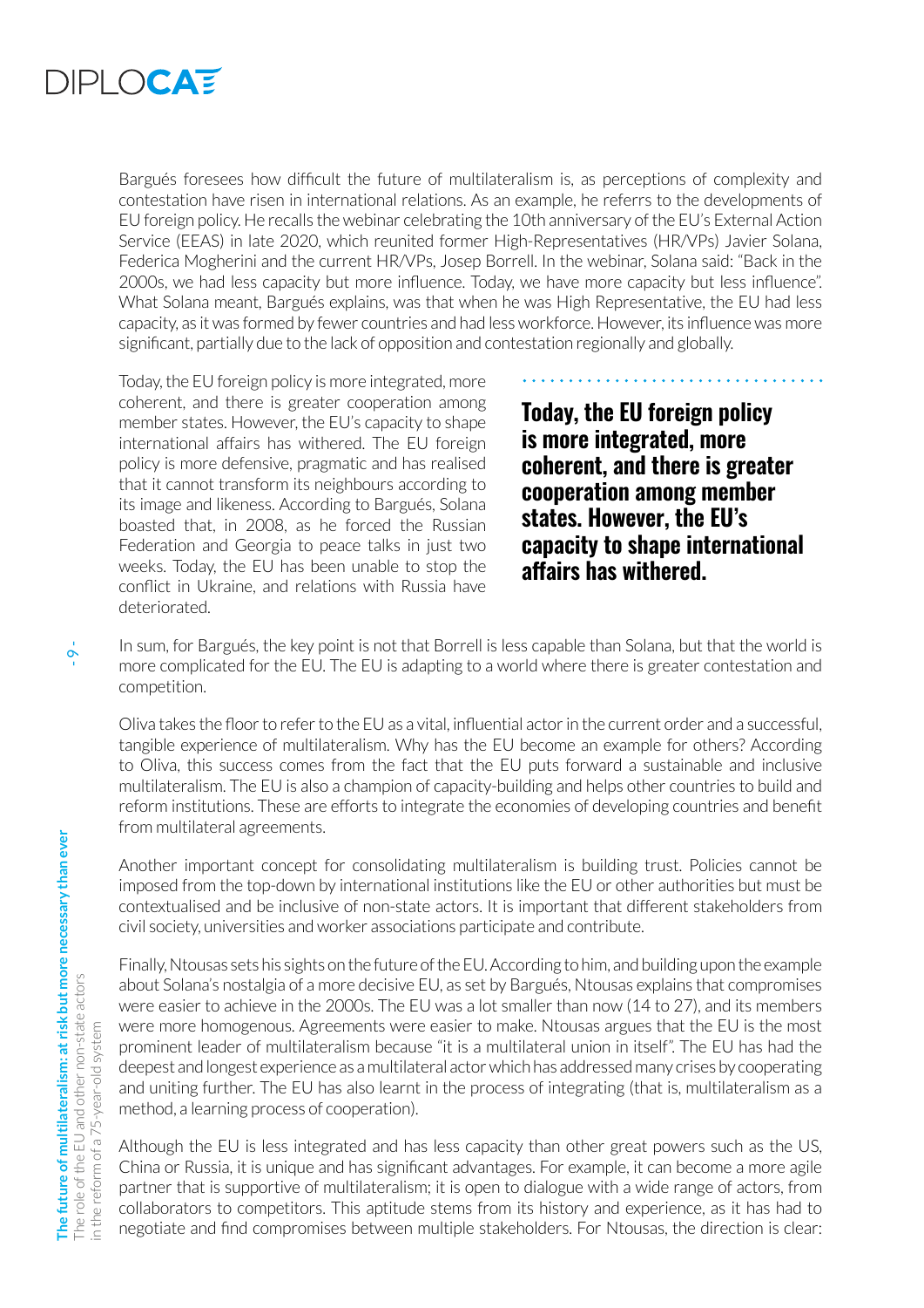Bargués foresees how difficult the future of multilateralism is, as perceptions of complexity and contestation have risen in international relations. As an example, he referrs to the developments of EU foreign policy. He recalls the webinar celebrating the 10th anniversary of the EU's External Action Service (EEAS) in late 2020, which reunited former High-Representatives (HR/VPs) Javier Solana, Federica Mogherini and the current HR/VPs, Josep Borrell. In the webinar, Solana said: "Back in the 2000s, we had less capacity but more influence. Today, we have more capacity but less influence". What Solana meant, Bargués explains, was that when he was High Representative, the EU had less capacity, as it was formed by fewer countries and had less workforce. However, its influence was more significant, partially due to the lack of opposition and contestation regionally and globally.

Today, the EU foreign policy is more integrated, more coherent, and there is greater cooperation among member states. However, the EU's capacity to shape international affairs has withered. The EU foreign policy is more defensive, pragmatic and has realised that it cannot transform its neighbours according to its image and likeness. According to Bargués, Solana boasted that, in 2008, as he forced the Russian Federation and Georgia to peace talks in just two weeks. Today, the EU has been unable to stop the conflict in Ukraine, and relations with Russia have deteriorated.

**Today, the EU foreign policy is more integrated, more coherent, and there is greater cooperation among member states. However, the EU's capacity to shape international affairs has withered.**

In sum, for Bargués, the key point is not that Borrell is less capable than Solana, but that the world is more complicated for the EU. The EU is adapting to a world where there is greater contestation and competition.

Oliva takes the floor to refer to the EU as a vital, influential actor in the current order and a successful, tangible experience of multilateralism. Why has the EU become an example for others? According to Oliva, this success comes from the fact that the EU puts forward a sustainable and inclusive multilateralism. The EU is also a champion of capacity-building and helps other countries to build and reform institutions. These are efforts to integrate the economies of developing countries and benefit from multilateral agreements.

Another important concept for consolidating multilateralism is building trust. Policies cannot be imposed from the top-down by international institutions like the EU or other authorities but must be contextualised and be inclusive of non-state actors. It is important that different stakeholders from civil society, universities and worker associations participate and contribute.

Finally, Ntousas sets his sights on the future of the EU. According to him, and building upon the example about Solana's nostalgia of a more decisive EU, as set by Bargués, Ntousas explains that compromises were easier to achieve in the 2000s. The EU was a lot smaller than now (14 to 27), and its members were more homogenous. Agreements were easier to make. Ntousas argues that the EU is the most prominent leader of multilateralism because "it is a multilateral union in itself". The EU has had the deepest and longest experience as a multilateral actor which has addressed many crises by cooperating and uniting further. The EU has also learnt in the process of integrating (that is, multilateralism as a method, a learning process of cooperation).

Although the EU is less integrated and has less capacity than other great powers such as the US, China or Russia, it is unique and has significant advantages. For example, it can become a more agile partner that is supportive of multilateralism; it is open to dialogue with a wide range of actors, from collaborators to competitors. This aptitude stems from its history and experience, as it has had to negotiate and find compromises between multiple stakeholders. For Ntousas, the direction is clear: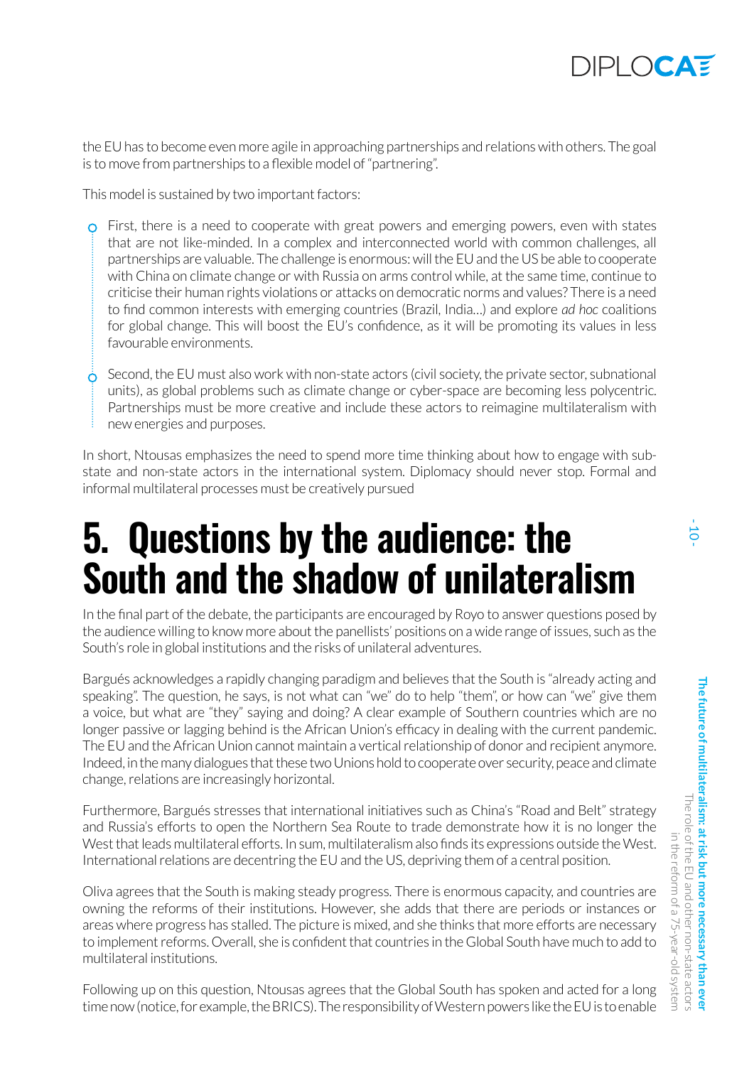the EU has to become even more agile in approaching partnerships and relations with others. The goal is to move from partnerships to a flexible model of "partnering".

This model is sustained by two important factors:

- First, there is a need to cooperate with great powers and emerging powers, even with states that are not like-minded. In a complex and interconnected world with common challenges, all partnerships are valuable. The challenge is enormous: will the EU and the US be able to cooperate with China on climate change or with Russia on arms control while, at the same time, continue to criticise their human rights violations or attacks on democratic norms and values? There is a need to find common interests with emerging countries (Brazil, India…) and explore *ad hoc* coalitions for global change. This will boost the EU's confidence, as it will be promoting its values in less favourable environments.
- Second, the EU must also work with non-state actors (civil society, the private sector, subnational units), as global problems such as climate change or cyber-space are becoming less polycentric. Partnerships must be more creative and include these actors to reimagine multilateralism with new energies and purposes.

In short, Ntousas emphasizes the need to spend more time thinking about how to engage with sub-state and non-state actors in the international system. Diplomacy should never stop. Formal and informal multilateral processes must be creatively pursued

# 5. Questions by the audience: the South and the shadow of unilateralism

In the final part of the debate, the participants are encouraged by Royo to answer questions posed by the audience willing to know more about the panellists' positions on a wide range of issues, such as the South's role in global institutions and the risks of unilateral adventures.

Bargués acknowledges a rapidly changing paradigm and believes that the South is "already acting and speaking". The question, he says, is not what can "we" do to help "them", or how can "we" give them a voice, but what are "they" saying and doing? A clear example of Southern countries which are no longer passive or lagging behind is the African Union's efficacy in dealing with the current pandemic. The EU and the African Union cannot maintain a vertical relationship of donor and recipient anymore. Indeed, in the many dialogues that these two Unions hold to cooperate over security, peace and climate change, relations are increasingly horizontal.

Furthermore, Bargués stresses that international initiatives such as China's "Road and Belt" strategy and Russia's efforts to open the Northern Sea Route to trade demonstrate how it is no longer the West that leads multilateral efforts. In sum, multilateralism also finds its expressions outside the West. International relations are decentring the EU and the US, depriving them of a central position.

Oliva agrees that the South is making steady progress. There is enormous capacity, and countries are owning the reforms of their institutions. However, she adds that there are periods or instances or areas where progress has stalled. The picture is mixed, and she thinks that more efforts are necessary to implement reforms. Overall, she is confident that countries in the Global South have much to add to multilateral institutions.

Following up on this question, Ntousas agrees that the Global South has spoken and acted for a long time now (notice, for example, the BRICS). The responsibility of Western powers like the EU is to enable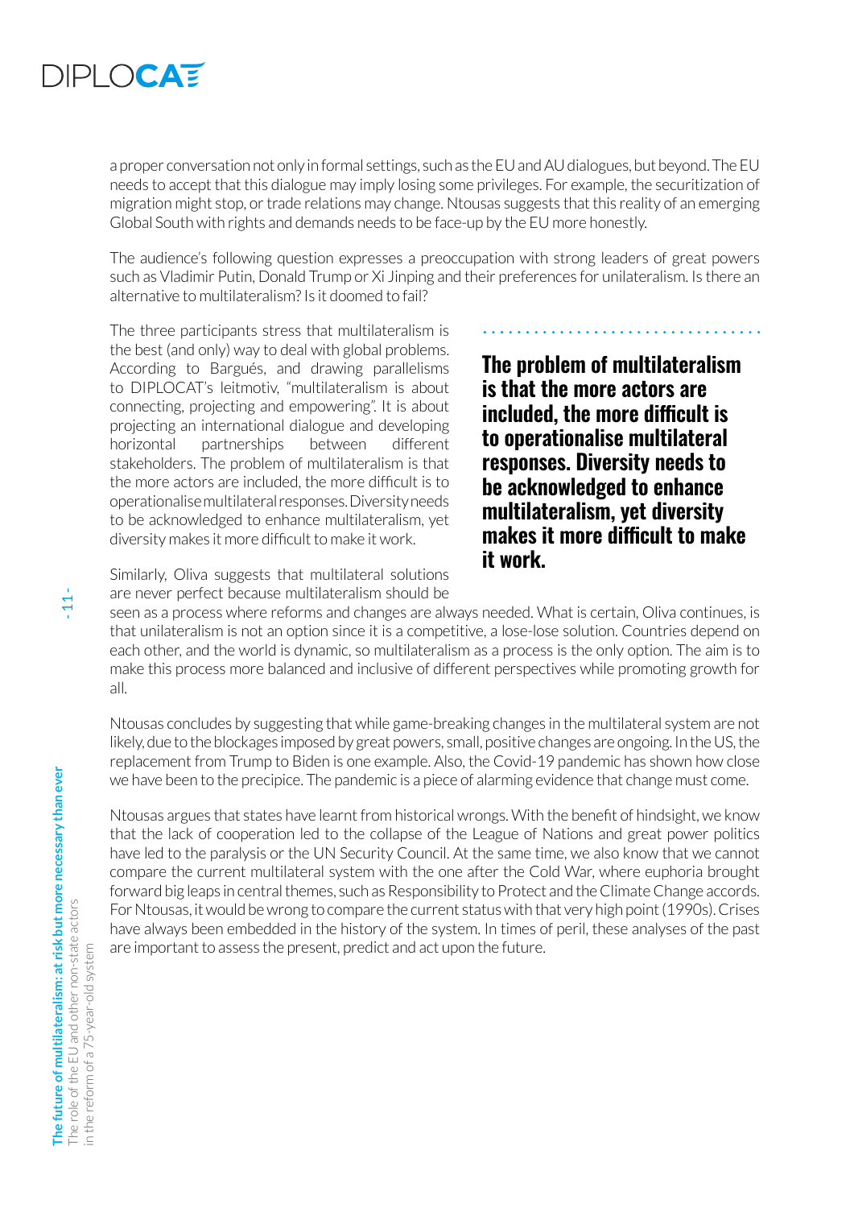a proper conversation not only in formal settings, such as the EU and AU dialogues, but beyond. The EU needs to accept that this dialogue may imply losing some privileges. For example, the securitization of migration might stop, or trade relations may change. Ntousas suggests that this reality of an emerging Global South with rights and demands needs to be face-up by the EU more honestly.

The audience's following question expresses a preoccupation with strong leaders of great powers such as Vladimir Putin, Donald Trump or Xi Jinping and their preferences for unilateralism. Is there an alternative to multilateralism? Is it doomed to fail?

The three participants stress that multilateralism is the best (and only) way to deal with global problems. According to Bargués, and drawing parallelisms to DIPLOCAT's leitmotiv, "multilateralism is about connecting, projecting and empowering". It is about projecting an international dialogue and developing horizontal partnerships between different stakeholders. The problem of multilateralism is that the more actors are included, the more difficult is to operationalise multilateral responses. Diversity needs to be acknowledged to enhance multilateralism, yet diversity makes it more difficult to make it work.

> **The problem of multilateralism is that the more actors are included, the more difficult is to operationalise multilateral responses. Diversity needs to be acknowledged to enhance multilateralism, yet diversity makes it more difficult to make it work.**

Similarly, Oliva suggests that multilateral solutions are never perfect because multilateralism should be seen as a process where reforms and changes are always needed. What is certain, Oliva continues, is that unilateralism is not an option since it is a competitive, a lose-lose solution. Countries depend on each other, and the world is dynamic, so multilateralism as a process is the only option. The aim is to make this process more balanced and inclusive of different perspectives while promoting growth for all.

Ntousas concludes by suggesting that while game-breaking changes in the multilateral system are not likely, due to the blockages imposed by great powers, small, positive changes are ongoing. In the US, the replacement from Trump to Biden is one example. Also, the Covid-19 pandemic has shown how close we have been to the precipice. The pandemic is a piece of alarming evidence that change must come.

Ntousas argues that states have learnt from historical wrongs. With the benefit of hindsight, we know that the lack of cooperation led to the collapse of the League of Nations and great power politics have led to the paralysis or the UN Security Council. At the same time, we also know that we cannot compare the current multilateral system with the one after the Cold War, where euphoria brought forward big leaps in central themes, such as Responsibility to Protect and the Climate Change accords. For Ntousas, it would be wrong to compare the current status with that very high point (1990s). Crises have always been embedded in the history of the system. In times of peril, these analyses of the past are important to assess the present, predict and act upon the future.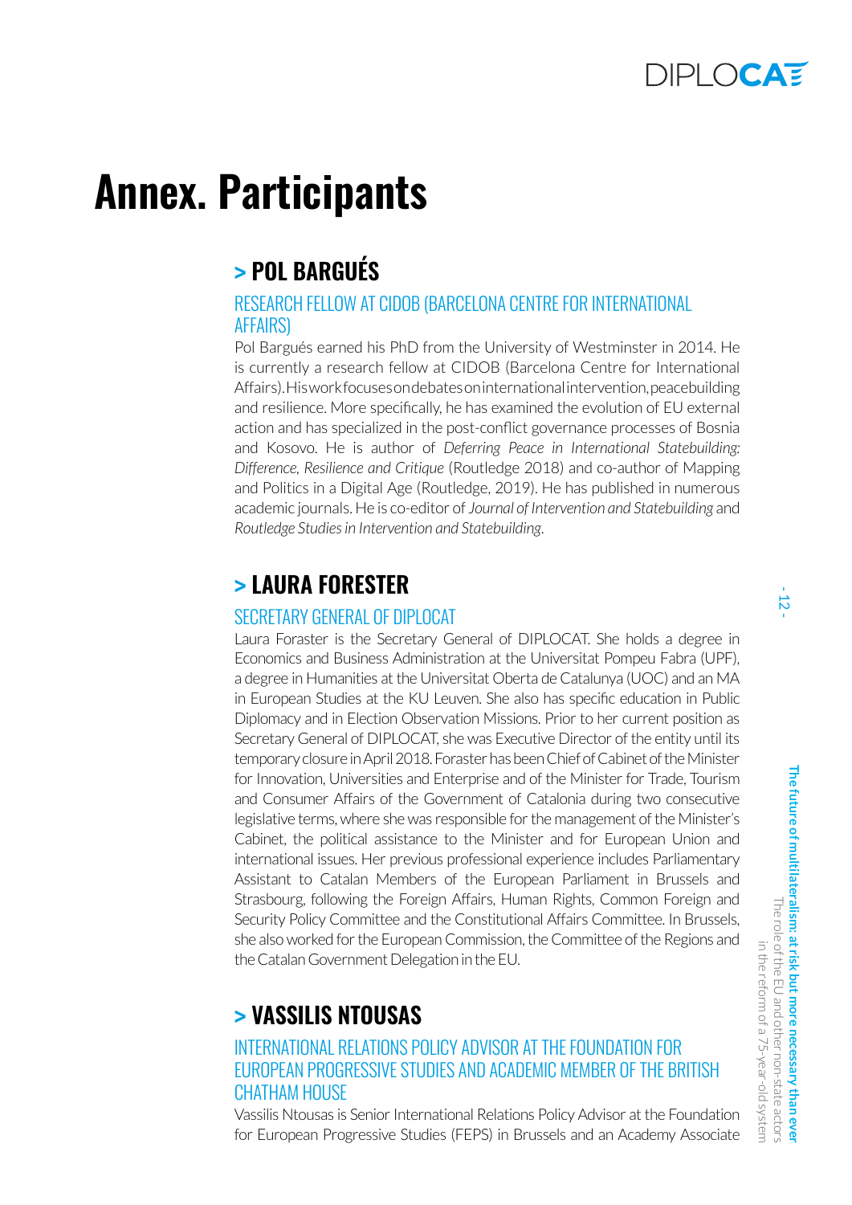# Annex. Participants

## > POL BARGUÉS

### RESEARCH FELLOW AT CIDOB (BARCELONA CENTRE FOR INTERNATIONAL AFFAIRS)

Pol Bargués earned his PhD from the University of Westminster in 2014. He is currently a research fellow at CIDOB (Barcelona Centre for International Affairs). His work focuses on debates on international intervention, peacebuilding and resilience. More specifically, he has examined the evolution of EU external action and has specialized in the post-conflict governance processes of Bosnia and Kosovo. He is author of *Deferring Peace in International Statebuilding: Difference, Resilience and Critique* (Routledge 2018) and co-author of Mapping and Politics in a Digital Age (Routledge, 2019). He has published in numerous academic journals. He is co-editor of *Journal of Intervention and Statebuilding* and *Routledge Studies in Intervention and Statebuilding*.

## > LAURA FORESTER

### SECRETARY GENERAL OF DIPLOCAT

Laura Foraster is the Secretary General of DIPLOCAT. She holds a degree in Economics and Business Administration at the Universitat Pompeu Fabra (UPF), a degree in Humanities at the Universitat Oberta de Catalunya (UOC) and an MA in European Studies at the KU Leuven. She also has specific education in Public Diplomacy and in Election Observation Missions. Prior to her current position as Secretary General of DIPLOCAT, she was Executive Director of the entity until its temporary closure in April 2018. Foraster has been Chief of Cabinet of the Minister for Innovation, Universities and Enterprise and of the Minister for Trade, Tourism and Consumer Affairs of the Government of Catalonia during two consecutive legislative terms, where she was responsible for the management of the Minister's Cabinet, the political assistance to the Minister and for European Union and international issues. Her previous professional experience includes Parliamentary Assistant to Catalan Members of the European Parliament in Brussels and Strasbourg, following the Foreign Affairs, Human Rights, Common Foreign and Security Policy Committee and the Constitutional Affairs Committee. In Brussels, she also worked for the European Commission, the Committee of the Regions and the Catalan Government Delegation in the EU.

## > VASSILIS NTOUSAS

### INTERNATIONAL RELATIONS POLICY ADVISOR AT THE FOUNDATION FOR EUROPEAN PROGRESSIVE STUDIES AND ACADEMIC MEMBER OF THE BRITISH CHATHAM HOUSE

Vassilis Ntousas is Senior International Relations Policy Advisor at the Foundation for European Progressive Studies (FEPS) in Brussels and an Academy Associate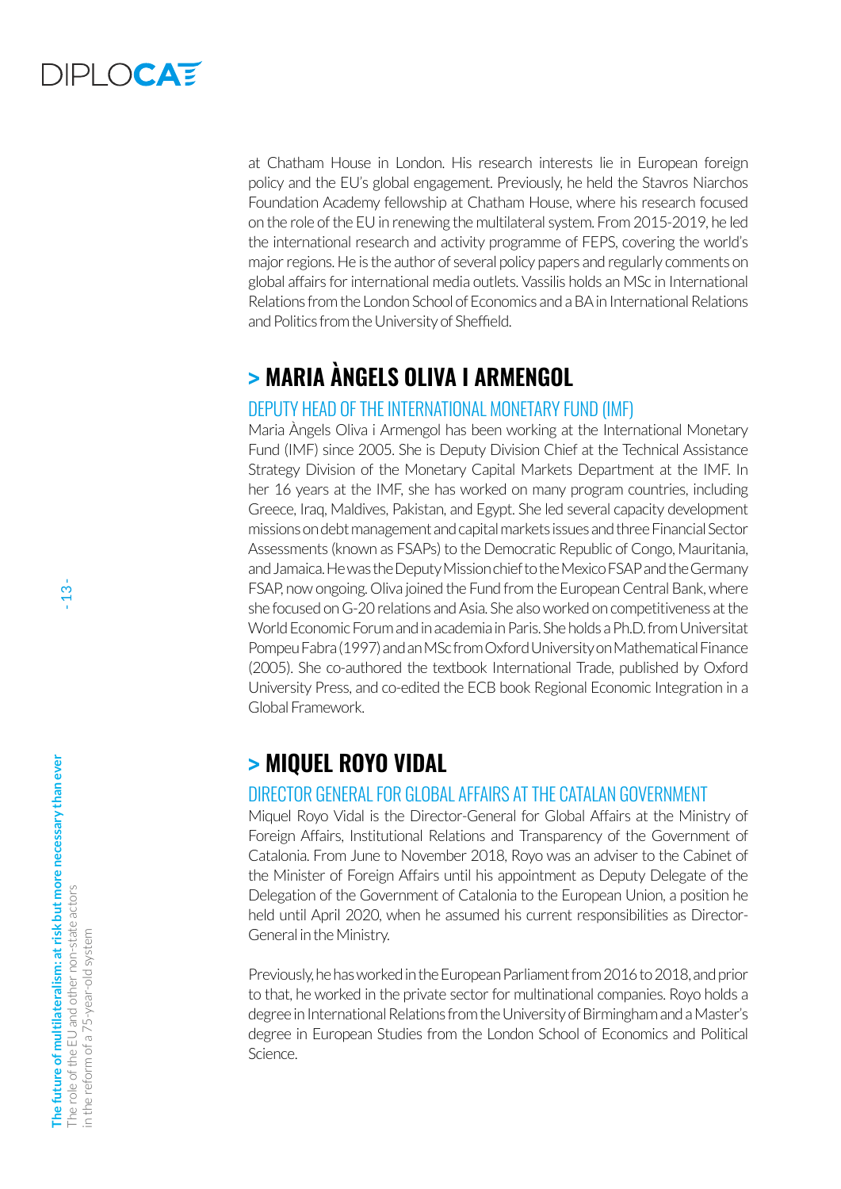at Chatham House in London. His research interests lie in European foreign policy and the EU's global engagement. Previously, he held the Stavros Niarchos Foundation Academy fellowship at Chatham House, where his research focused on the role of the EU in renewing the multilateral system. From 2015-2019, he led the international research and activity programme of FEPS, covering the world's major regions. He is the author of several policy papers and regularly comments on global affairs for international media outlets. Vassilis holds an MSc in International Relations from the London School of Economics and a BA in International Relations and Politics from the University of Sheffield.

## > MARIA ÀNGELS OLIVA I ARMENGOL

### DEPUTY HEAD OF THE INTERNATIONAL MONETARY FUND (IMF)

Maria Àngels Oliva i Armengol has been working at the International Monetary Fund (IMF) since 2005. She is Deputy Division Chief at the Technical Assistance Strategy Division of the Monetary Capital Markets Department at the IMF. In her 16 years at the IMF, she has worked on many program countries, including Greece, Iraq, Maldives, Pakistan, and Egypt. She led several capacity development missions on debt management and capital markets issues and three Financial Sector Assessments (known as FSAPs) to the Democratic Republic of Congo, Mauritania, and Jamaica. He was the Deputy Mission chief to the Mexico FSAP and the Germany FSAP, now ongoing. Oliva joined the Fund from the European Central Bank, where she focused on G-20 relations and Asia. She also worked on competitiveness at the World Economic Forum and in academia in Paris. She holds a Ph.D. from Universitat Pompeu Fabra (1997) and an MSc from Oxford University on Mathematical Finance (2005). She co-authored the textbook International Trade, published by Oxford University Press, and co-edited the ECB book Regional Economic Integration in a Global Framework.

## > MIQUEL ROYO VIDAL

### DIRECTOR GENERAL FOR GLOBAL AFFAIRS AT THE CATALAN GOVERNMENT

Miquel Royo Vidal is the Director-General for Global Affairs at the Ministry of Foreign Affairs, Institutional Relations and Transparency of the Government of Catalonia. From June to November 2018, Royo was an adviser to the Cabinet of the Minister of Foreign Affairs until his appointment as Deputy Delegate of the Delegation of the Government of Catalonia to the European Union, a position he held until April 2020, when he assumed his current responsibilities as Director-General in the Ministry.

Previously, he has worked in the European Parliament from 2016 to 2018, and prior to that, he worked in the private sector for multinational companies. Royo holds a degree in International Relations from the University of Birmingham and a Master's degree in European Studies from the London School of Economics and Political Science.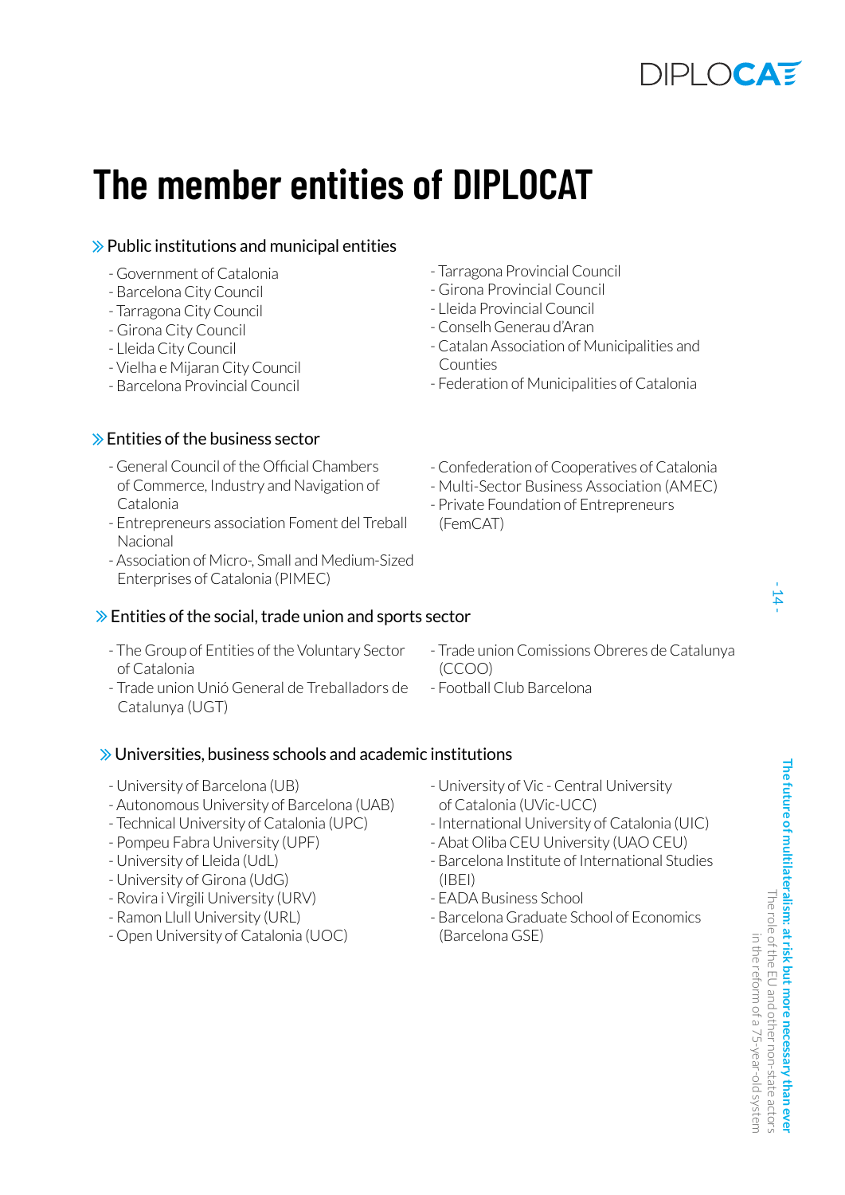# The member entities of DIPLOCAT

## Public institutions and municipal entities

- Government of Catalonia
- Barcelona City Council
- Tarragona City Council
- Girona City Council
- Lleida City Council
- Vielha e Mijaran City Council
- Barcelona Provincial Council
- Tarragona Provincial Council
- Girona Provincial Council
- Lleida Provincial Council
- Conselh Generau d'Aran
- Catalan Association of Municipalities and Counties
- Federation of Municipalities of Catalonia

## Entities of the business sector

- General Council of the Official Chambers of Commerce, Industry and Navigation of Catalonia
- Entrepreneurs association Foment del Treball Nacional
- Association of Micro-, Small and Medium-Sized Enterprises of Catalonia (PIMEC)
- Confederation of Cooperatives of Catalonia
- Multi-Sector Business Association (AMEC)
- Private Foundation of Entrepreneurs (FemCAT)

## Entities of the social, trade union and sports sector

- The Group of Entities of the Voluntary Sector of Catalonia
- Trade union Unió General de Treballadors de Catalunya (UGT)
- Trade union Comissions Obreres de Catalunya (CCOO)
- Football Club Barcelona

## Universities, business schools and academic institutions

- University of Barcelona (UB)
- Autonomous University of Barcelona (UAB)
- Technical University of Catalonia (UPC)
- Pompeu Fabra University (UPF)
- University of Lleida (UdL)
- University of Girona (UdG)
- Rovira i Virgili University (URV)
- Ramon Llull University (URL)
- Open University of Catalonia (UOC)
- University of Vic - Central University of Catalonia (UVic-UCC)
- International University of Catalonia (UIC)
- Abat Oliba CEU University (UAO CEU)
- Barcelona Institute of International Studies (IBEI)
- EADA Business School
- Barcelona Graduate School of Economics (Barcelona GSE)